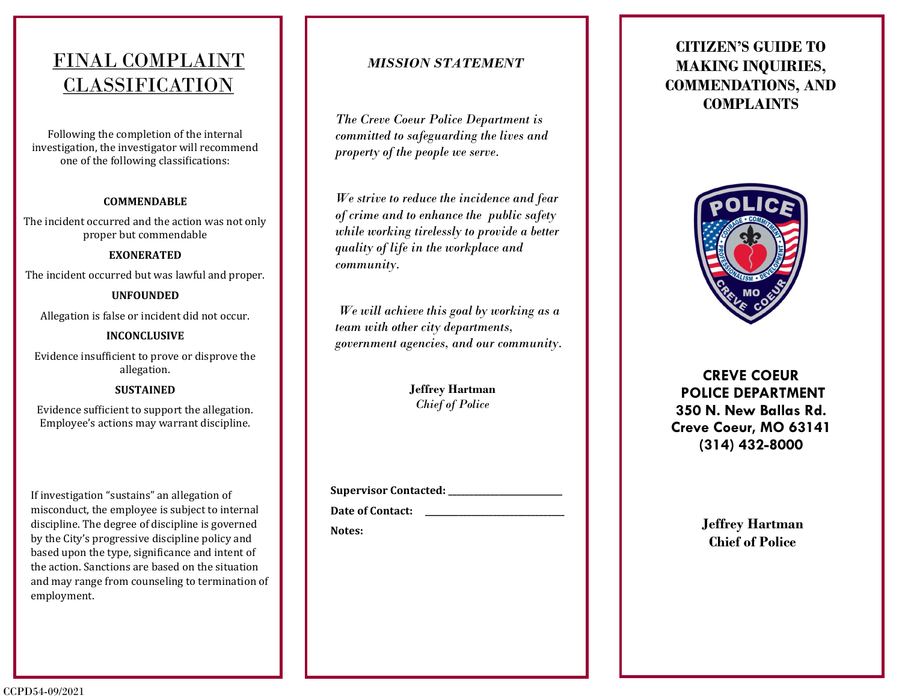# FINAL COMPLAINT CLASSIFICATION

Following the completion of the internal investigation, the investigator will recommend one of the following classifications:

**COMMENDABLE**

The incident occurred and the action was not only proper but commendable

**EXONERATED**

The incident occurred but was lawful and proper.

**UNFOUNDED**

Allegation is false or incident did not occur.

**INCONCLUSIVE**

Evidence insufficient to prove or disprove the allegation.

**SUSTAINED**

Evidence sufficient to support the allegation. Employee's actions may warrant discipline.

If investigation "sustains" an allegation of misconduct, the employee is subject to internal discipline. The degree of discipline is governed by the City's progressive discipline policy and based upon the type, significance and intent of the action. Sanctions are based on the situation and may range from counseling to termination of employment.

## *MISSION STATEMENT*

*The Creve Coeur Police Department is committed to safeguarding the lives and property of the people we serve.*

*We strive to reduce the incidence and fear of crime and to enhance the public safety while working tirelessly to provide a better quality of life in the workplace and community.*

*We will achieve this goal by working as a team with other city departments, government agencies, and our community.*

**Jeffrey Hartman**
*Chief of Police*

**Supervisor Contacted:** ______________________

**Date of Contact:** ______________________

**Notes:**

# CITIZEN'S GUIDE TO MAKING INQUIRIES, COMMENDATIONS, AND COMPLAINTS

**CREVE COEUR POLICE DEPARTMENT**
**350 N. New Ballas Rd.**
**Creve Coeur, MO 63141**
**(314) 432-8000**

**Jeffrey Hartman**
**Chief of Police**

CCPD54-09/2021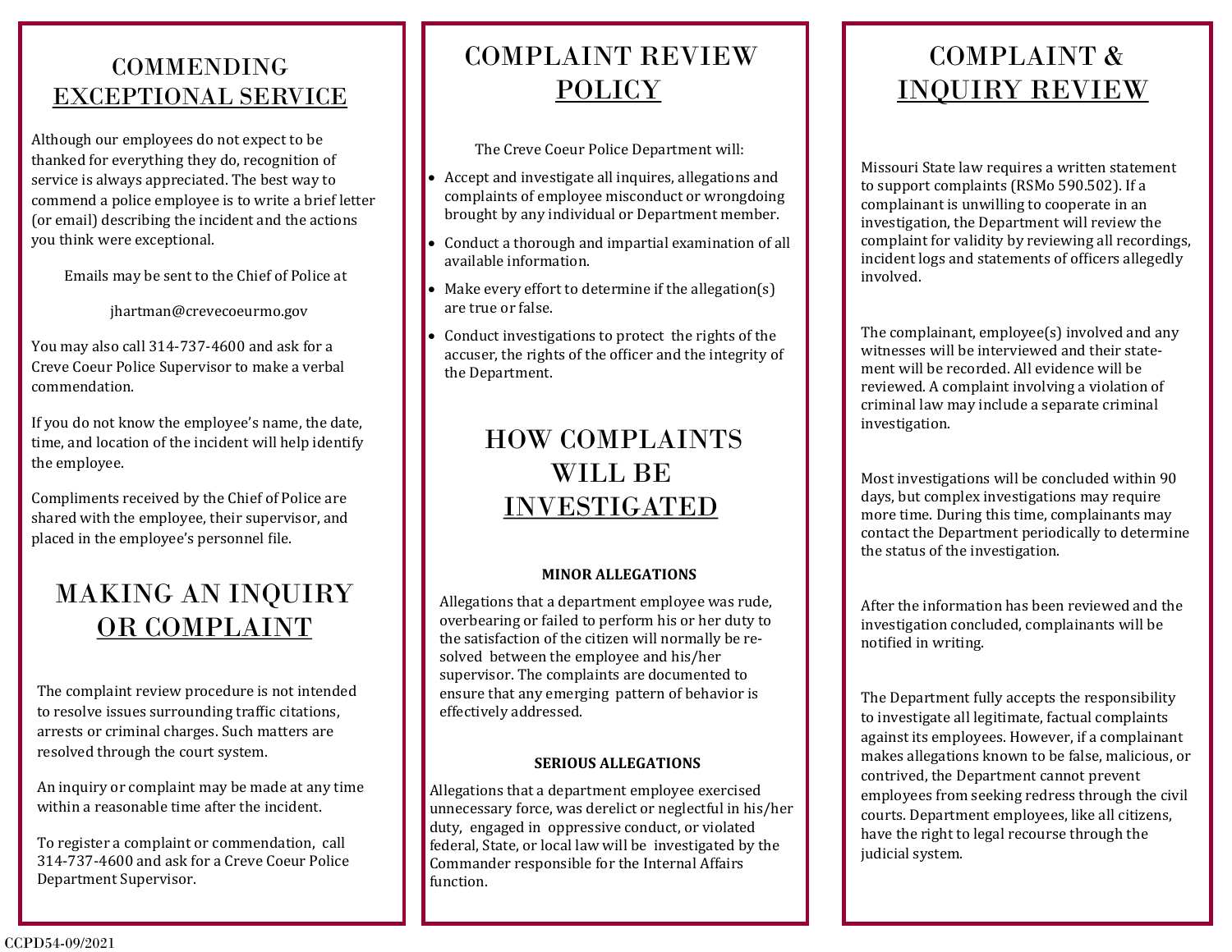## COMMENDING EXCEPTIONAL SERVICE

Although our employees do not expect to be thanked for everything they do, recognition of service is always appreciated. The best way to commend a police employee is to write a brief letter (or email) describing the incident and the actions you think were exceptional.

Emails may be sent to the Chief of Police at

jhartman@crevecoeurmo.gov

You may also call 314-737-4600 and ask for a Creve Coeur Police Supervisor to make a verbal commendation.

If you do not know the employee's name, the date, time, and location of the incident will help identify the employee.

Compliments received by the Chief of Police are shared with the employee, their supervisor, and placed in the employee's personnel file.

## MAKING AN INQUIRY OR COMPLAINT

The complaint review procedure is not intended to resolve issues surrounding traffic citations, arrests or criminal charges. Such matters are resolved through the court system.

An inquiry or complaint may be made at any time within a reasonable time after the incident.

To register a complaint or commendation, call 314-737-4600 and ask for a Creve Coeur Police Department Supervisor.

## COMPLAINT REVIEW POLICY

The Creve Coeur Police Department will:

- Accept and investigate all inquires, allegations and complaints of employee misconduct or wrongdoing brought by any individual or Department member.
- Conduct a thorough and impartial examination of all available information.
- Make every effort to determine if the allegation(s) are true or false.
- Conduct investigations to protect the rights of the accuser, the rights of the officer and the integrity of the Department.

## HOW COMPLAINTS WILL BE INVESTIGATED

**MINOR ALLEGATIONS**

Allegations that a department employee was rude, overbearing or failed to perform his or her duty to the satisfaction of the citizen will normally be resolved between the employee and his/her supervisor. The complaints are documented to ensure that any emerging pattern of behavior is effectively addressed.

**SERIOUS ALLEGATIONS**

Allegations that a department employee exercised unnecessary force, was derelict or neglectful in his/her duty, engaged in oppressive conduct, or violated federal, State, or local law will be investigated by the Commander responsible for the Internal Affairs function.

## COMPLAINT & INQUIRY REVIEW

Missouri State law requires a written statement to support complaints (RSMo 590.502). If a complainant is unwilling to cooperate in an investigation, the Department will review the complaint for validity by reviewing all recordings, incident logs and statements of officers allegedly involved.

The complainant, employee(s) involved and any witnesses will be interviewed and their statement will be recorded. All evidence will be reviewed. A complaint involving a violation of criminal law may include a separate criminal investigation.

Most investigations will be concluded within 90 days, but complex investigations may require more time. During this time, complainants may contact the Department periodically to determine the status of the investigation.

After the information has been reviewed and the investigation concluded, complainants will be notified in writing.

The Department fully accepts the responsibility to investigate all legitimate, factual complaints against its employees. However, if a complainant makes allegations known to be false, malicious, or contrived, the Department cannot prevent employees from seeking redress through the civil courts. Department employees, like all citizens, have the right to legal recourse through the judicial system.

CCPD54-09/2021